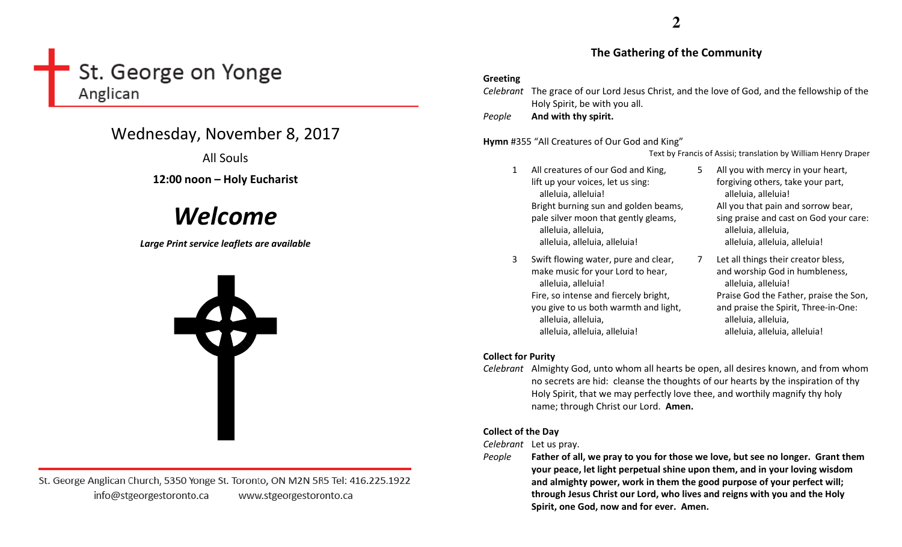St. George on Yonge
Anglican

# Wednesday, November 8, 2017

All Souls

**12:00 noon – Holy Eucharist**

# ***Welcome***

***Large Print service leaflets are available***

St. George Anglican Church, 5350 Yonge St. Toronto, ON M2N 5R5 Tel: 416.225.1922
info@stgeorgestoronto.ca www.stgeorgestoronto.ca

## The Gathering of the Community

**Greeting**

*Celebrant* The grace of our Lord Jesus Christ, and the love of God, and the fellowship of the Holy Spirit, be with you all.

*People* **And with thy spirit.**

**Hymn** #355 "All Creatures of Our God and King"

Text by Francis of Assisi; translation by William Henry Draper

1 All creatures of our God and King,
lift up your voices, let us sing:
alleluia, alleluia!
Bright burning sun and golden beams,
pale silver moon that gently gleams,
alleluia, alleluia,
alleluia, alleluia, alleluia!

3 Swift flowing water, pure and clear,
make music for your Lord to hear,
alleluia, alleluia!
Fire, so intense and fiercely bright,
you give to us both warmth and light,
alleluia, alleluia,
alleluia, alleluia, alleluia!

5 All you with mercy in your heart,
forgiving others, take your part,
alleluia, alleluia!
All you that pain and sorrow bear,
sing praise and cast on God your care:
alleluia, alleluia,
alleluia, alleluia, alleluia!

7 Let all things their creator bless,
and worship God in humbleness,
alleluia, alleluia!
Praise God the Father, praise the Son,
and praise the Spirit, Three-in-One:
alleluia, alleluia,
alleluia, alleluia, alleluia!

**Collect for Purity**

*Celebrant* Almighty God, unto whom all hearts be open, all desires known, and from whom no secrets are hid: cleanse the thoughts of our hearts by the inspiration of thy Holy Spirit, that we may perfectly love thee, and worthily magnify thy holy name; through Christ our Lord. **Amen.**

**Collect of the Day**

*Celebrant* Let us pray.

*People* **Father of all, we pray to you for those we love, but see no longer. Grant them your peace, let light perpetual shine upon them, and in your loving wisdom and almighty power, work in them the good purpose of your perfect will; through Jesus Christ our Lord, who lives and reigns with you and the Holy Spirit, one God, now and for ever. Amen.**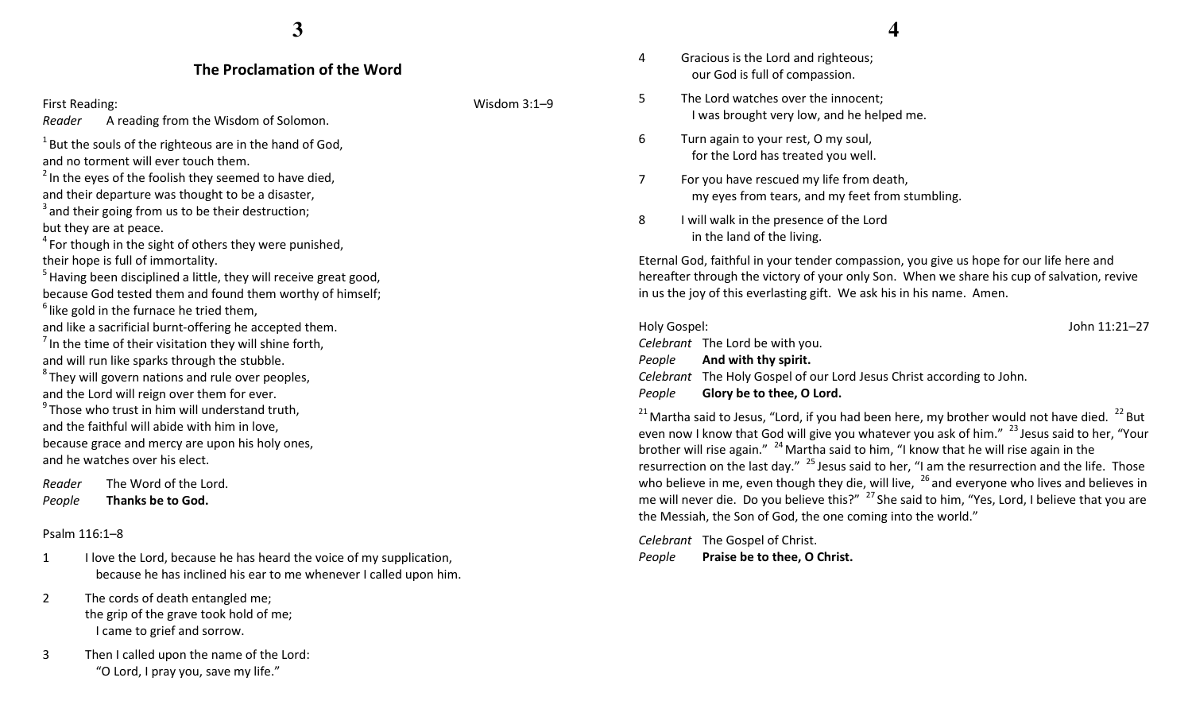## The Proclamation of the Word

First Reading: Wisdom 3:1–9

*Reader* A reading from the Wisdom of Solomon.

[1] But the souls of the righteous are in the hand of God,
and no torment will ever touch them.
[2] In the eyes of the foolish they seemed to have died,
and their departure was thought to be a disaster,
[3] and their going from us to be their destruction;
but they are at peace.
[4] For though in the sight of others they were punished,
their hope is full of immortality.
[5] Having been disciplined a little, they will receive great good,
because God tested them and found them worthy of himself;
[6] like gold in the furnace he tried them,
and like a sacrificial burnt-offering he accepted them.
[7] In the time of their visitation they will shine forth,
and will run like sparks through the stubble.
[8] They will govern nations and rule over peoples,
and the Lord will reign over them for ever.
[9] Those who trust in him will understand truth,
and the faithful will abide with him in love,
because grace and mercy are upon his holy ones,
and he watches over his elect.

*Reader* The Word of the Lord.
*People* **Thanks be to God.**

Psalm 116:1–8

1 I love the Lord, because he has heard the voice of my supplication,
because he has inclined his ear to me whenever I called upon him.

2 The cords of death entangled me;
the grip of the grave took hold of me;
I came to grief and sorrow.

3 Then I called upon the name of the Lord:
"O Lord, I pray you, save my life."

4 Gracious is the Lord and righteous;
our God is full of compassion.

5 The Lord watches over the innocent;
I was brought very low, and he helped me.

6 Turn again to your rest, O my soul,
for the Lord has treated you well.

7 For you have rescued my life from death,
my eyes from tears, and my feet from stumbling.

8 I will walk in the presence of the Lord
in the land of the living.

Eternal God, faithful in your tender compassion, you give us hope for our life here and hereafter through the victory of your only Son. When we share his cup of salvation, revive in us the joy of this everlasting gift. We ask his in his name. Amen.

Holy Gospel: John 11:21–27

*Celebrant* The Lord be with you.
*People* **And with thy spirit.**
*Celebrant* The Holy Gospel of our Lord Jesus Christ according to John.
*People* **Glory be to thee, O Lord.**

[21] Martha said to Jesus, "Lord, if you had been here, my brother would not have died. [22] But even now I know that God will give you whatever you ask of him." [23] Jesus said to her, "Your brother will rise again." [24] Martha said to him, "I know that he will rise again in the resurrection on the last day." [25] Jesus said to her, "I am the resurrection and the life. Those who believe in me, even though they die, will live, [26] and everyone who lives and believes in me will never die. Do you believe this?" [27] She said to him, "Yes, Lord, I believe that you are the Messiah, the Son of God, the one coming into the world."

*Celebrant* The Gospel of Christ.
*People* **Praise be to thee, O Christ.**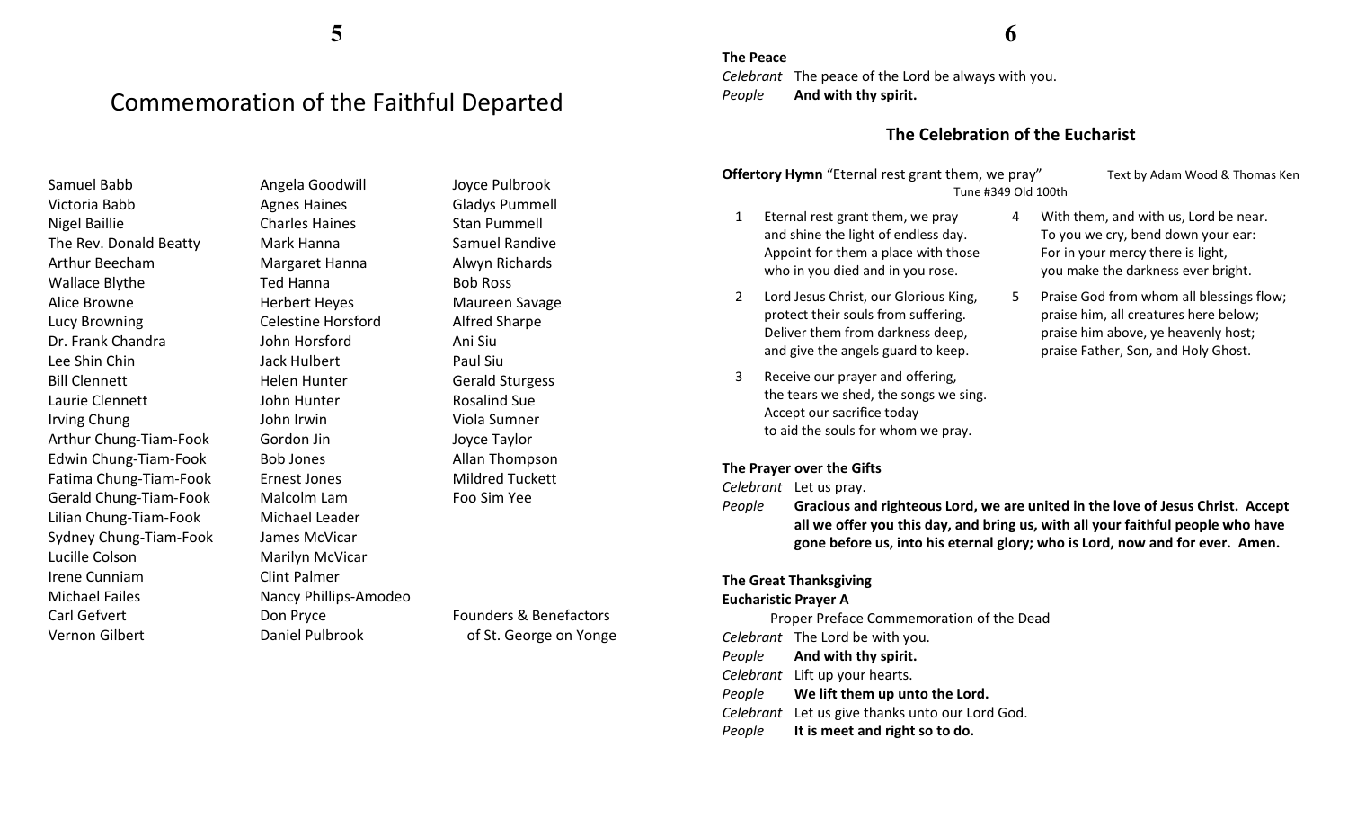# Commemoration of the Faithful Departed

Samuel Babb
Victoria Babb
Nigel Baillie
The Rev. Donald Beatty
Arthur Beecham
Wallace Blythe
Alice Browne
Lucy Browning
Dr. Frank Chandra
Lee Shin Chin
Bill Clennett
Laurie Clennett
Irving Chung
Arthur Chung-Tiam-Fook
Edwin Chung-Tiam-Fook
Fatima Chung-Tiam-Fook
Gerald Chung-Tiam-Fook
Lilian Chung-Tiam-Fook
Sydney Chung-Tiam-Fook
Lucille Colson
Irene Cunniam
Michael Failes
Carl Gefvert
Vernon Gilbert

Angela Goodwill
Agnes Haines
Charles Haines
Mark Hanna
Margaret Hanna
Ted Hanna
Herbert Heyes
Celestine Horsford
John Horsford
Jack Hulbert
Helen Hunter
John Hunter
John Irwin
Gordon Jin
Bob Jones
Ernest Jones
Malcolm Lam
Michael Leader
James McVicar
Marilyn McVicar
Clint Palmer
Nancy Phillips-Amodeo
Don Pryce
Daniel Pulbrook

Joyce Pulbrook
Gladys Pummell
Stan Pummell
Samuel Randive
Alwyn Richards
Bob Ross
Maureen Savage
Alfred Sharpe
Ani Siu
Paul Siu
Gerald Sturgess
Rosalind Sue
Viola Sumner
Joyce Taylor
Allan Thompson
Mildred Tuckett
Foo Sim Yee

Founders & Benefactors
of St. George on Yonge

**The Peace**

*Celebrant* The peace of the Lord be always with you.
*People* **And with thy spirit.**

### The Celebration of the Eucharist

**Offertory Hymn** "Eternal rest grant them, we pray" Text by Adam Wood & Thomas Ken
Tune #349 Old 100th

1. Eternal rest grant them, we pray
and shine the light of endless day.
Appoint for them a place with those
who in you died and in you rose.

2. Lord Jesus Christ, our Glorious King,
protect their souls from suffering.
Deliver them from darkness deep,
and give the angels guard to keep.

3. Receive our prayer and offering,
the tears we shed, the songs we sing.
Accept our sacrifice today
to aid the souls for whom we pray.

4. With them, and with us, Lord be near.
To you we cry, bend down your ear:
For in your mercy there is light,
you make the darkness ever bright.

5. Praise God from whom all blessings flow;
praise him, all creatures here below;
praise him above, ye heavenly host;
praise Father, Son, and Holy Ghost.

**The Prayer over the Gifts**

*Celebrant* Let us pray.
*People* **Gracious and righteous Lord, we are united in the love of Jesus Christ. Accept all we offer you this day, and bring us, with all your faithful people who have gone before us, into his eternal glory; who is Lord, now and for ever. Amen.**

**The Great Thanksgiving**
**Eucharistic Prayer A**

Proper Preface Commemoration of the Dead

*Celebrant* The Lord be with you.
*People* **And with thy spirit.**
*Celebrant* Lift up your hearts.
*People* **We lift them up unto the Lord.**
*Celebrant* Let us give thanks unto our Lord God.
*People* **It is meet and right so to do.**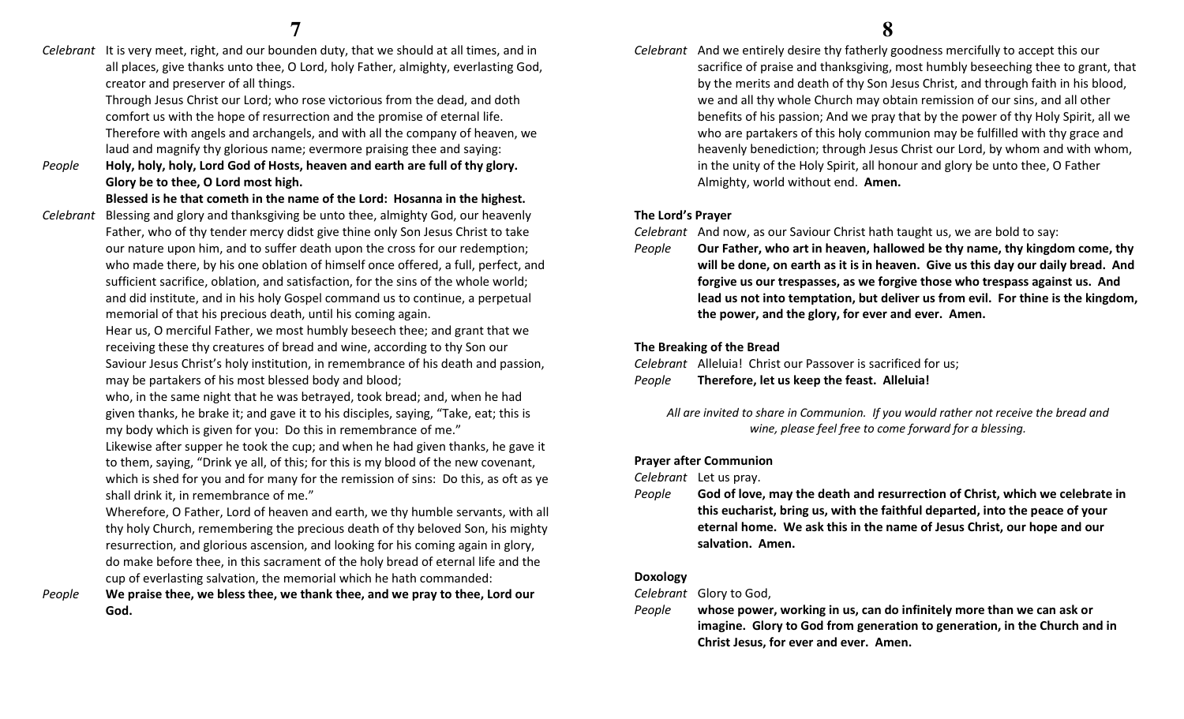*Celebrant* It is very meet, right, and our bounden duty, that we should at all times, and in all places, give thanks unto thee, O Lord, holy Father, almighty, everlasting God, creator and preserver of all things.

Through Jesus Christ our Lord; who rose victorious from the dead, and doth comfort us with the hope of resurrection and the promise of eternal life.

Therefore with angels and archangels, and with all the company of heaven, we laud and magnify thy glorious name; evermore praising thee and saying:

*People* **Holy, holy, holy, Lord God of Hosts, heaven and earth are full of thy glory. Glory be to thee, O Lord most high.**

**Blessed is he that cometh in the name of the Lord: Hosanna in the highest.**

*Celebrant* Blessing and glory and thanksgiving be unto thee, almighty God, our heavenly Father, who of thy tender mercy didst give thine only Son Jesus Christ to take our nature upon him, and to suffer death upon the cross for our redemption; who made there, by his one oblation of himself once offered, a full, perfect, and sufficient sacrifice, oblation, and satisfaction, for the sins of the whole world; and did institute, and in his holy Gospel command us to continue, a perpetual memorial of that his precious death, until his coming again.

Hear us, O merciful Father, we most humbly beseech thee; and grant that we receiving these thy creatures of bread and wine, according to thy Son our Saviour Jesus Christ's holy institution, in remembrance of his death and passion, may be partakers of his most blessed body and blood;

who, in the same night that he was betrayed, took bread; and, when he had given thanks, he brake it; and gave it to his disciples, saying, "Take, eat; this is my body which is given for you: Do this in remembrance of me."

Likewise after supper he took the cup; and when he had given thanks, he gave it to them, saying, "Drink ye all, of this; for this is my blood of the new covenant, which is shed for you and for many for the remission of sins: Do this, as oft as ye shall drink it, in remembrance of me."

Wherefore, O Father, Lord of heaven and earth, we thy humble servants, with all thy holy Church, remembering the precious death of thy beloved Son, his mighty resurrection, and glorious ascension, and looking for his coming again in glory, do make before thee, in this sacrament of the holy bread of eternal life and the cup of everlasting salvation, the memorial which he hath commanded:

*People* **We praise thee, we bless thee, we thank thee, and we pray to thee, Lord our God.**

*Celebrant* And we entirely desire thy fatherly goodness mercifully to accept this our sacrifice of praise and thanksgiving, most humbly beseeching thee to grant, that by the merits and death of thy Son Jesus Christ, and through faith in his blood, we and all thy whole Church may obtain remission of our sins, and all other benefits of his passion; And we pray that by the power of thy Holy Spirit, all we who are partakers of this holy communion may be fulfilled with thy grace and heavenly benediction; through Jesus Christ our Lord, by whom and with whom, in the unity of the Holy Spirit, all honour and glory be unto thee, O Father Almighty, world without end. **Amen.**

**The Lord's Prayer**

*Celebrant* And now, as our Saviour Christ hath taught us, we are bold to say:

*People* **Our Father, who art in heaven, hallowed be thy name, thy kingdom come, thy will be done, on earth as it is in heaven. Give us this day our daily bread. And forgive us our trespasses, as we forgive those who trespass against us. And lead us not into temptation, but deliver us from evil. For thine is the kingdom, the power, and the glory, for ever and ever. Amen.**

**The Breaking of the Bread**

*Celebrant* Alleluia! Christ our Passover is sacrificed for us;

*People* **Therefore, let us keep the feast. Alleluia!**

*All are invited to share in Communion. If you would rather not receive the bread and wine, please feel free to come forward for a blessing.*

**Prayer after Communion**

*Celebrant* Let us pray.

*People* **God of love, may the death and resurrection of Christ, which we celebrate in this eucharist, bring us, with the faithful departed, into the peace of your eternal home. We ask this in the name of Jesus Christ, our hope and our salvation. Amen.**

**Doxology**

*Celebrant* Glory to God,

*People* **whose power, working in us, can do infinitely more than we can ask or imagine. Glory to God from generation to generation, in the Church and in Christ Jesus, for ever and ever. Amen.**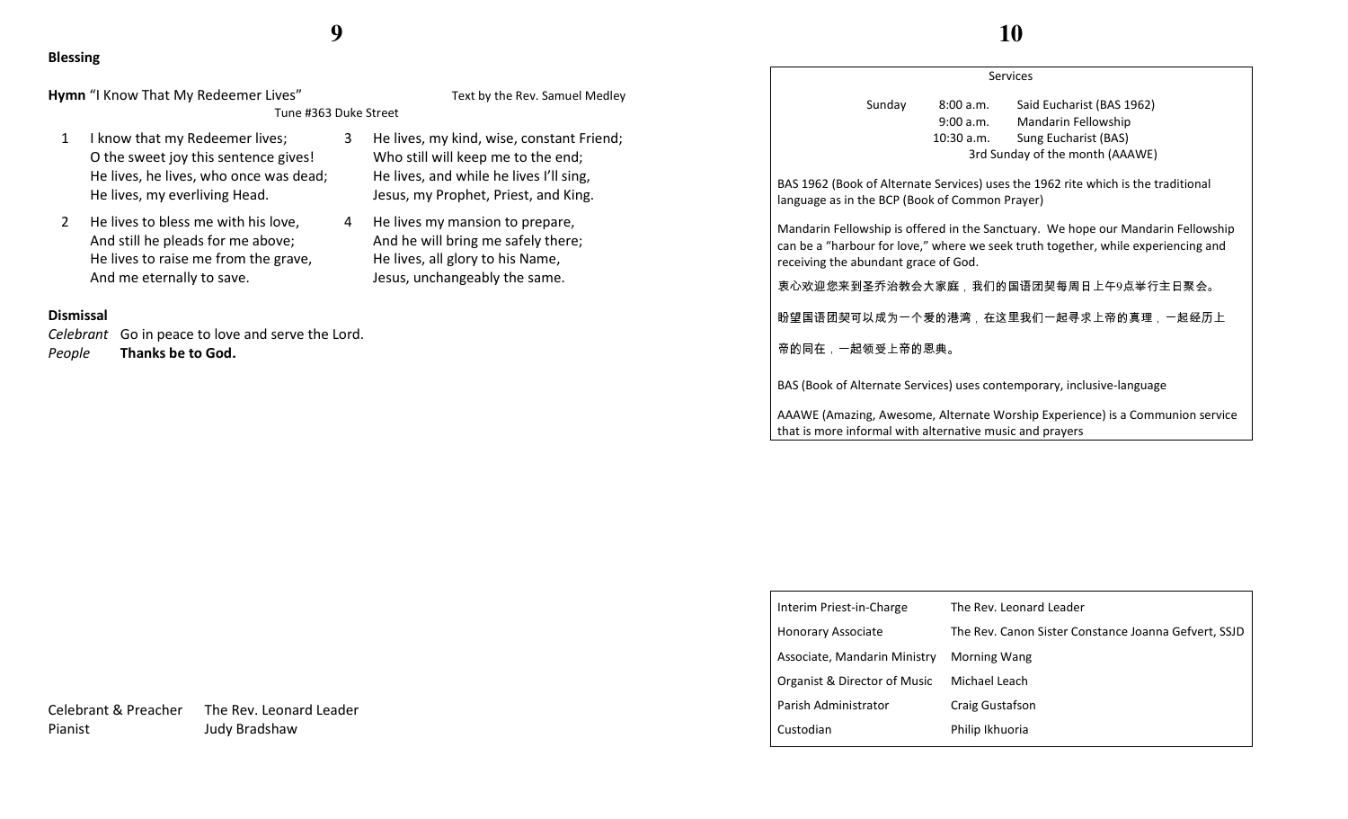**Blessing**

**Hymn** "I Know That My Redeemer Lives" Text by the Rev. Samuel Medley
Tune #363 Duke Street

1. I know that my Redeemer lives;
O the sweet joy this sentence gives!
He lives, he lives, who once was dead;
He lives, my everliving Head.

2. He lives to bless me with his love,
And still he pleads for me above;
He lives to raise me from the grave,
And me eternally to save.

3. He lives, my kind, wise, constant Friend;
Who still will keep me to the end;
He lives, and while he lives I'll sing,
Jesus, my Prophet, Priest, and King.

4. He lives my mansion to prepare,
And he will bring me safely there;
He lives, all glory to his Name,
Jesus, unchangeably the same.

**Dismissal**

*Celebrant* Go in peace to love and serve the Lord.
*People* **Thanks be to God.**

Celebrant & Preacher The Rev. Leonard Leader
Pianist Judy Bradshaw

Services

| | | |
|---|---|---|
| Sunday | 8:00 a.m. | Said Eucharist (BAS 1962) |
| | 9:00 a.m. | Mandarin Fellowship |
| | 10:30 a.m. | Sung Eucharist (BAS) |
| | | 3rd Sunday of the month (AAAWE) |

BAS 1962 (Book of Alternate Services) uses the 1962 rite which is the traditional language as in the BCP (Book of Common Prayer)

Mandarin Fellowship is offered in the Sanctuary. We hope our Mandarin Fellowship can be a "harbour for love," where we seek truth together, while experiencing and receiving the abundant grace of God.

衷心欢迎您来到圣乔治教会大家庭，我们的国语团契每周日上午9点举行主日聚会。

盼望国语团契可以成为一个爱的港湾，在这里我们一起寻求上帝的真理，一起经历上帝的同在，一起领受上帝的恩典。

BAS (Book of Alternate Services) uses contemporary, inclusive-language

AAAWE (Amazing, Awesome, Alternate Worship Experience) is a Communion service that is more informal with alternative music and prayers

| | |
|---|---|
| Interim Priest-in-Charge | The Rev. Leonard Leader |
| Honorary Associate | The Rev. Canon Sister Constance Joanna Gefvert, SSJD |
| Associate, Mandarin Ministry | Morning Wang |
| Organist & Director of Music | Michael Leach |
| Parish Administrator | Craig Gustafson |
| Custodian | Philip Ikhuoria |